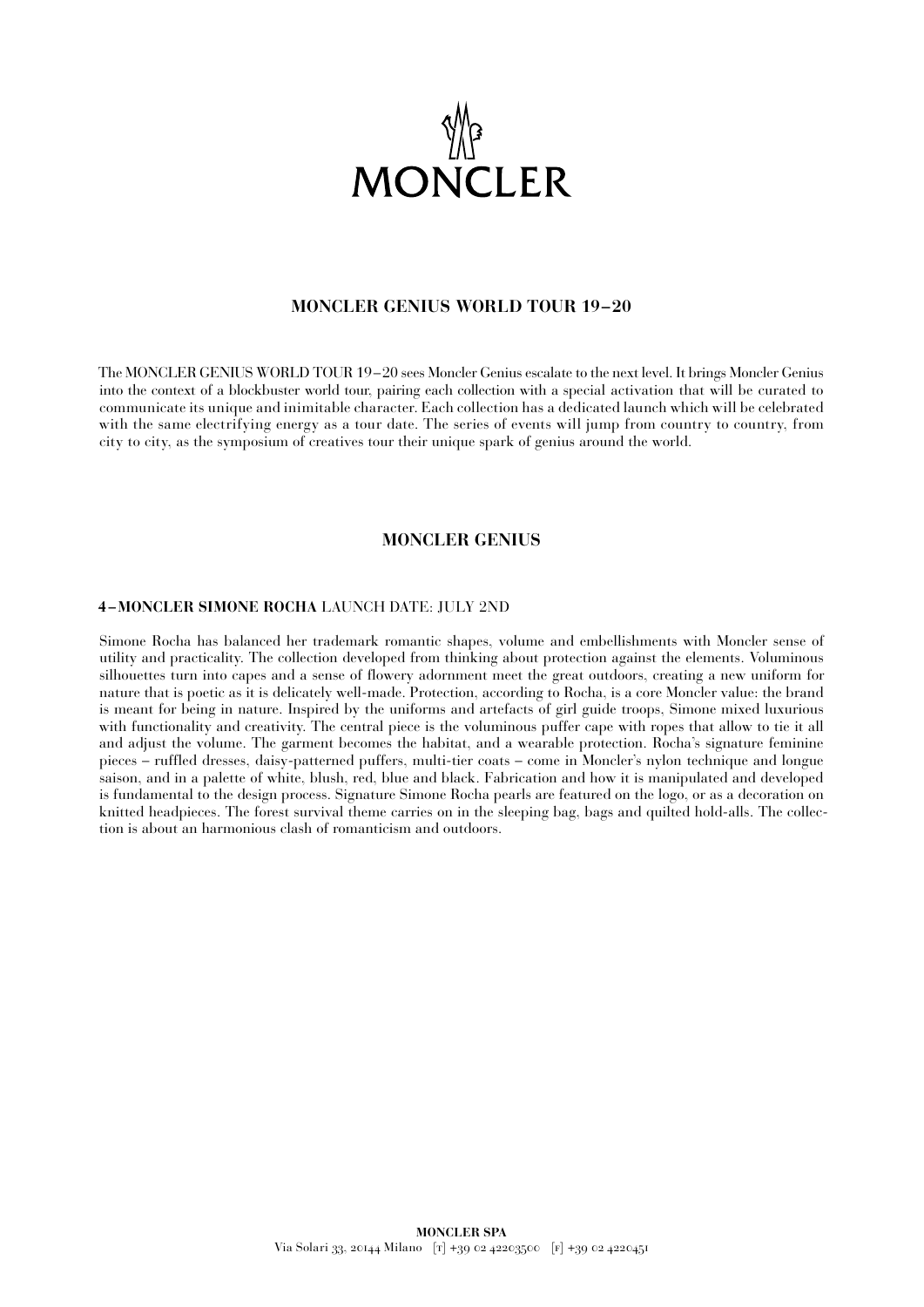# MONCLER

## MONCLER GENIUS WORLD TOUR 19–20

The MONCLER GENIUS WORLD TOUR 19–20 sees Moncler Genius escalate to the next level. It brings Moncler Genius into the context of a blockbuster world tour, pairing each collection with a special activation that will be curated to communicate its unique and inimitable character. Each collection has a dedicated launch which will be celebrated with the same electrifying energy as a tour date. The series of events will jump from country to country, from city to city, as the symposium of creatives tour their unique spark of genius around the world.

## MONCLER GENIUS

**4–MONCLER SIMONE ROCHA** LAUNCH DATE: JULY 2ND

Simone Rocha has balanced her trademark romantic shapes, volume and embellishments with Moncler sense of utility and practicality. The collection developed from thinking about protection against the elements. Voluminous silhouettes turn into capes and a sense of flowery adornment meet the great outdoors, creating a new uniform for nature that is poetic as it is delicately well-made. Protection, according to Rocha, is a core Moncler value: the brand is meant for being in nature. Inspired by the uniforms and artefacts of girl guide troops, Simone mixed luxurious with functionality and creativity. The central piece is the voluminous puffer cape with ropes that allow to tie it all and adjust the volume. The garment becomes the habitat, and a wearable protection. Rocha's signature feminine pieces – ruffled dresses, daisy-patterned puffers, multi-tier coats – come in Moncler's nylon technique and longue saison, and in a palette of white, blush, red, blue and black. Fabrication and how it is manipulated and developed is fundamental to the design process. Signature Simone Rocha pearls are featured on the logo, or as a decoration on knitted headpieces. The forest survival theme carries on in the sleeping bag, bags and quilted hold-alls. The collection is about an harmonious clash of romanticism and outdoors.

**MONCLER SPA**
Via Solari 33, 20144 Milano [T] +39 02 42203500 [F] +39 02 4220451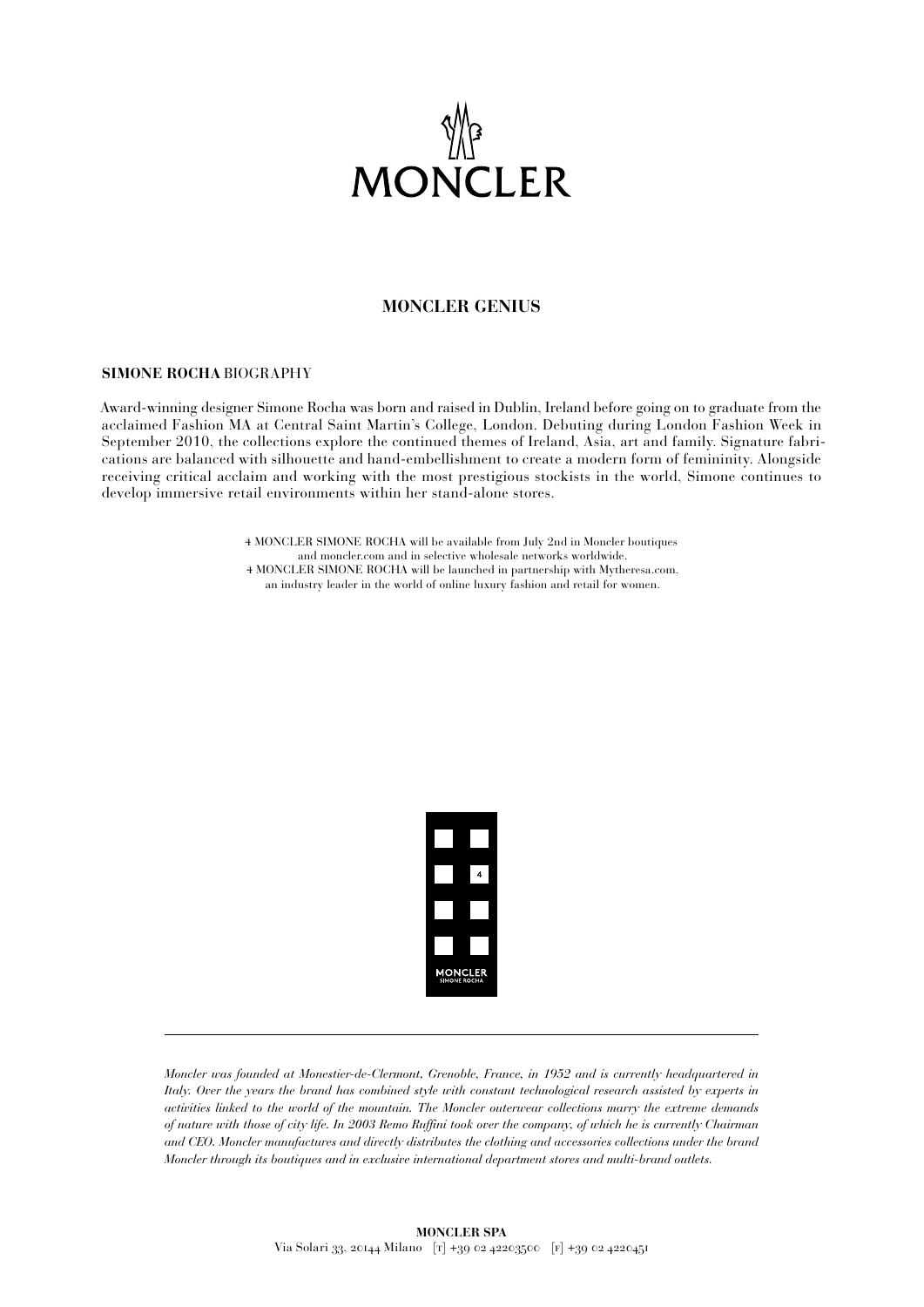MONCLER

**MONCLER GENIUS**

**SIMONE ROCHA** BIOGRAPHY

Award-winning designer Simone Rocha was born and raised in Dublin, Ireland before going on to graduate from the acclaimed Fashion MA at Central Saint Martin's College, London. Debuting during London Fashion Week in September 2010, the collections explore the continued themes of Ireland, Asia, art and family. Signature fabrications are balanced with silhouette and hand-embellishment to create a modern form of femininity. Alongside receiving critical acclaim and working with the most prestigious stockists in the world, Simone continues to develop immersive retail environments within her stand-alone stores.

4 MONCLER SIMONE ROCHA will be available from July 2nd in Moncler boutiques and moncler.com and in selective wholesale networks worldwide.
4 MONCLER SIMONE ROCHA will be launched in partnership with Mytheresa.com, an industry leader in the world of online luxury fashion and retail for women.

4
MONCLER
SIMONE ROCHA

---

*Moncler was founded at Monestier-de-Clermont, Grenoble, France, in 1952 and is currently headquartered in Italy. Over the years the brand has combined style with constant technological research assisted by experts in activities linked to the world of the mountain. The Moncler outerwear collections marry the extreme demands of nature with those of city life. In 2003 Remo Ruffini took over the company, of which he is currently Chairman and CEO. Moncler manufactures and directly distributes the clothing and accessories collections under the brand Moncler through its boutiques and in exclusive international department stores and multi-brand outlets.*

**MONCLER SPA**
Via Solari 33, 20144 Milano [T] +39 02 42203500 [F] +39 02 4220451